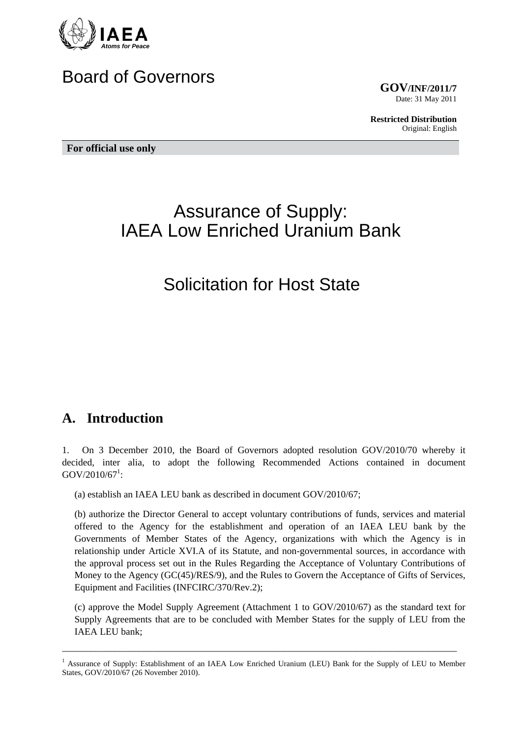IAEA
*Atoms for Peace*

# Board of Governors

**GOV/INF/2011/7**
Date: 31 May 2011

**Restricted Distribution**
Original: English

**For official use only**

# Assurance of Supply: IAEA Low Enriched Uranium Bank

# Solicitation for Host State

## A. Introduction

1. On 3 December 2010, the Board of Governors adopted resolution GOV/2010/70 whereby it decided, inter alia, to adopt the following Recommended Actions contained in document GOV/2010/67[1]:

(a) establish an IAEA LEU bank as described in document GOV/2010/67;

(b) authorize the Director General to accept voluntary contributions of funds, services and material offered to the Agency for the establishment and operation of an IAEA LEU bank by the Governments of Member States of the Agency, organizations with which the Agency is in relationship under Article XVI.A of its Statute, and non-governmental sources, in accordance with the approval process set out in the Rules Regarding the Acceptance of Voluntary Contributions of Money to the Agency (GC(45)/RES/9), and the Rules to Govern the Acceptance of Gifts of Services, Equipment and Facilities (INFCIRC/370/Rev.2);

(c) approve the Model Supply Agreement (Attachment 1 to GOV/2010/67) as the standard text for Supply Agreements that are to be concluded with Member States for the supply of LEU from the IAEA LEU bank;

---

[1] Assurance of Supply: Establishment of an IAEA Low Enriched Uranium (LEU) Bank for the Supply of LEU to Member States, GOV/2010/67 (26 November 2010).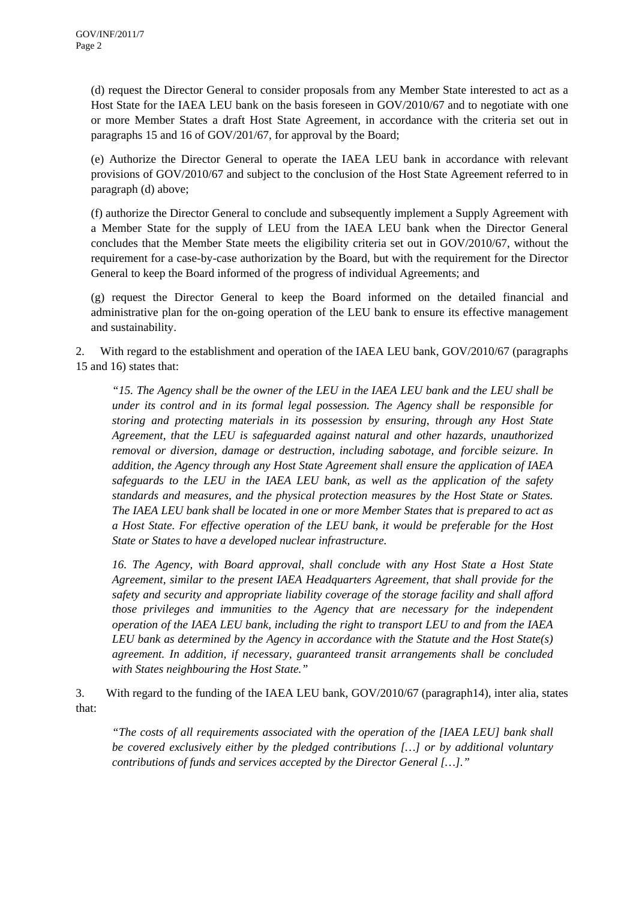(d) request the Director General to consider proposals from any Member State interested to act as a Host State for the IAEA LEU bank on the basis foreseen in GOV/2010/67 and to negotiate with one or more Member States a draft Host State Agreement, in accordance with the criteria set out in paragraphs 15 and 16 of GOV/201/67, for approval by the Board;

(e) Authorize the Director General to operate the IAEA LEU bank in accordance with relevant provisions of GOV/2010/67 and subject to the conclusion of the Host State Agreement referred to in paragraph (d) above;

(f) authorize the Director General to conclude and subsequently implement a Supply Agreement with a Member State for the supply of LEU from the IAEA LEU bank when the Director General concludes that the Member State meets the eligibility criteria set out in GOV/2010/67, without the requirement for a case-by-case authorization by the Board, but with the requirement for the Director General to keep the Board informed of the progress of individual Agreements; and

(g) request the Director General to keep the Board informed on the detailed financial and administrative plan for the on-going operation of the LEU bank to ensure its effective management and sustainability.

2. With regard to the establishment and operation of the IAEA LEU bank, GOV/2010/67 (paragraphs 15 and 16) states that:

> *"15. The Agency shall be the owner of the LEU in the IAEA LEU bank and the LEU shall be under its control and in its formal legal possession. The Agency shall be responsible for storing and protecting materials in its possession by ensuring, through any Host State Agreement, that the LEU is safeguarded against natural and other hazards, unauthorized removal or diversion, damage or destruction, including sabotage, and forcible seizure. In addition, the Agency through any Host State Agreement shall ensure the application of IAEA safeguards to the LEU in the IAEA LEU bank, as well as the application of the safety standards and measures, and the physical protection measures by the Host State or States. The IAEA LEU bank shall be located in one or more Member States that is prepared to act as a Host State. For effective operation of the LEU bank, it would be preferable for the Host State or States to have a developed nuclear infrastructure.*
>
> *16. The Agency, with Board approval, shall conclude with any Host State a Host State Agreement, similar to the present IAEA Headquarters Agreement, that shall provide for the safety and security and appropriate liability coverage of the storage facility and shall afford those privileges and immunities to the Agency that are necessary for the independent operation of the IAEA LEU bank, including the right to transport LEU to and from the IAEA LEU bank as determined by the Agency in accordance with the Statute and the Host State(s) agreement. In addition, if necessary, guaranteed transit arrangements shall be concluded with States neighbouring the Host State."*

3. With regard to the funding of the IAEA LEU bank, GOV/2010/67 (paragraph14), inter alia, states that:

> *"The costs of all requirements associated with the operation of the [IAEA LEU] bank shall be covered exclusively either by the pledged contributions […] or by additional voluntary contributions of funds and services accepted by the Director General […]."*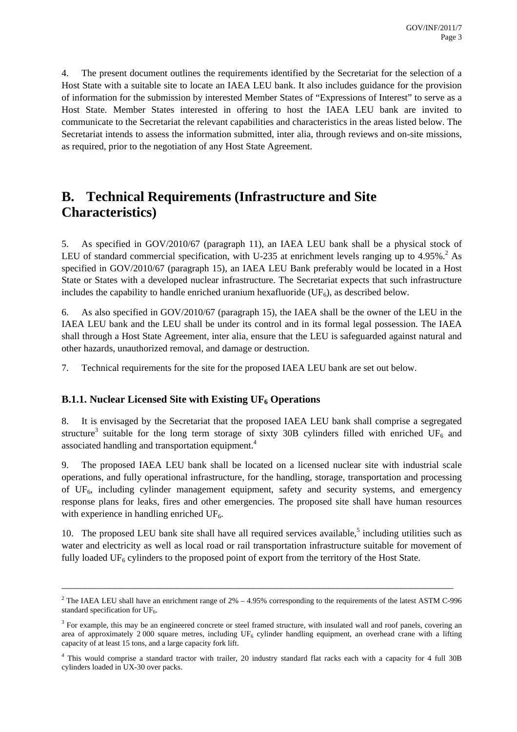4. The present document outlines the requirements identified by the Secretariat for the selection of a Host State with a suitable site to locate an IAEA LEU bank. It also includes guidance for the provision of information for the submission by interested Member States of "Expressions of Interest" to serve as a Host State. Member States interested in offering to host the IAEA LEU bank are invited to communicate to the Secretariat the relevant capabilities and characteristics in the areas listed below. The Secretariat intends to assess the information submitted, inter alia, through reviews and on-site missions, as required, prior to the negotiation of any Host State Agreement.

# B. Technical Requirements (Infrastructure and Site Characteristics)

5. As specified in GOV/2010/67 (paragraph 11), an IAEA LEU bank shall be a physical stock of LEU of standard commercial specification, with U-235 at enrichment levels ranging up to 4.95%.[2] As specified in GOV/2010/67 (paragraph 15), an IAEA LEU Bank preferably would be located in a Host State or States with a developed nuclear infrastructure. The Secretariat expects that such infrastructure includes the capability to handle enriched uranium hexafluoride ($UF_6$), as described below.

6. As also specified in GOV/2010/67 (paragraph 15), the IAEA shall be the owner of the LEU in the IAEA LEU bank and the LEU shall be under its control and in its formal legal possession. The IAEA shall through a Host State Agreement, inter alia, ensure that the LEU is safeguarded against natural and other hazards, unauthorized removal, and damage or destruction.

7. Technical requirements for the site for the proposed IAEA LEU bank are set out below.

### B.1.1. Nuclear Licensed Site with Existing $UF_6$ Operations

8. It is envisaged by the Secretariat that the proposed IAEA LEU bank shall comprise a segregated structure[3] suitable for the long term storage of sixty 30B cylinders filled with enriched $UF_6$ and associated handling and transportation equipment.[4]

9. The proposed IAEA LEU bank shall be located on a licensed nuclear site with industrial scale operations, and fully operational infrastructure, for the handling, storage, transportation and processing of $UF_6$, including cylinder management equipment, safety and security systems, and emergency response plans for leaks, fires and other emergencies. The proposed site shall have human resources with experience in handling enriched $UF_6$.

10. The proposed LEU bank site shall have all required services available,[5] including utilities such as water and electricity as well as local road or rail transportation infrastructure suitable for movement of fully loaded $UF_6$ cylinders to the proposed point of export from the territory of the Host State.

---

[2] The IAEA LEU shall have an enrichment range of 2% – 4.95% corresponding to the requirements of the latest ASTM C-996 standard specification for $UF_6$.

[3] For example, this may be an engineered concrete or steel framed structure, with insulated wall and roof panels, covering an area of approximately 2 000 square metres, including $UF_6$ cylinder handling equipment, an overhead crane with a lifting capacity of at least 15 tons, and a large capacity fork lift.

[4] This would comprise a standard tractor with trailer, 20 industry standard flat racks each with a capacity for 4 full 30B cylinders loaded in UX-30 over packs.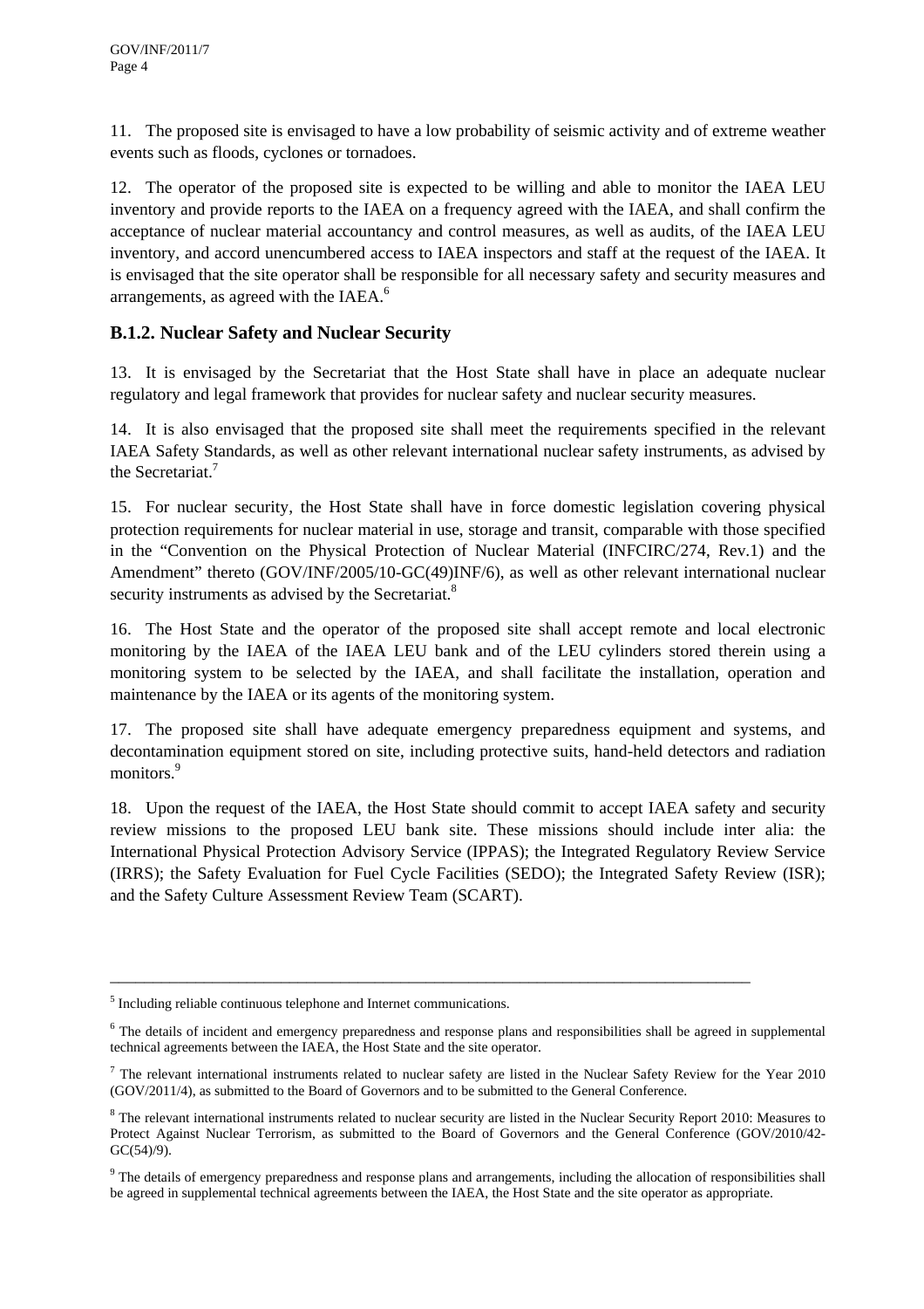11. The proposed site is envisaged to have a low probability of seismic activity and of extreme weather events such as floods, cyclones or tornadoes.

12. The operator of the proposed site is expected to be willing and able to monitor the IAEA LEU inventory and provide reports to the IAEA on a frequency agreed with the IAEA, and shall confirm the acceptance of nuclear material accountancy and control measures, as well as audits, of the IAEA LEU inventory, and accord unencumbered access to IAEA inspectors and staff at the request of the IAEA. It is envisaged that the site operator shall be responsible for all necessary safety and security measures and arrangements, as agreed with the IAEA.[6]

### B.1.2. Nuclear Safety and Nuclear Security

13. It is envisaged by the Secretariat that the Host State shall have in place an adequate nuclear regulatory and legal framework that provides for nuclear safety and nuclear security measures.

14. It is also envisaged that the proposed site shall meet the requirements specified in the relevant IAEA Safety Standards, as well as other relevant international nuclear safety instruments, as advised by the Secretariat.[7]

15. For nuclear security, the Host State shall have in force domestic legislation covering physical protection requirements for nuclear material in use, storage and transit, comparable with those specified in the "Convention on the Physical Protection of Nuclear Material (INFCIRC/274, Rev.1) and the Amendment" thereto (GOV/INF/2005/10-GC(49)INF/6), as well as other relevant international nuclear security instruments as advised by the Secretariat.[8]

16. The Host State and the operator of the proposed site shall accept remote and local electronic monitoring by the IAEA of the IAEA LEU bank and of the LEU cylinders stored therein using a monitoring system to be selected by the IAEA, and shall facilitate the installation, operation and maintenance by the IAEA or its agents of the monitoring system.

17. The proposed site shall have adequate emergency preparedness equipment and systems, and decontamination equipment stored on site, including protective suits, hand-held detectors and radiation monitors.[9]

18. Upon the request of the IAEA, the Host State should commit to accept IAEA safety and security review missions to the proposed LEU bank site. These missions should include inter alia: the International Physical Protection Advisory Service (IPPAS); the Integrated Regulatory Review Service (IRRS); the Safety Evaluation for Fuel Cycle Facilities (SEDO); the Integrated Safety Review (ISR); and the Safety Culture Assessment Review Team (SCART).

---

[5] Including reliable continuous telephone and Internet communications.

[6] The details of incident and emergency preparedness and response plans and responsibilities shall be agreed in supplemental technical agreements between the IAEA, the Host State and the site operator.

[7] The relevant international instruments related to nuclear safety are listed in the Nuclear Safety Review for the Year 2010 (GOV/2011/4), as submitted to the Board of Governors and to be submitted to the General Conference.

[8] The relevant international instruments related to nuclear security are listed in the Nuclear Security Report 2010: Measures to Protect Against Nuclear Terrorism, as submitted to the Board of Governors and the General Conference (GOV/2010/42-GC(54)/9).

[9] The details of emergency preparedness and response plans and arrangements, including the allocation of responsibilities shall be agreed in supplemental technical agreements between the IAEA, the Host State and the site operator as appropriate.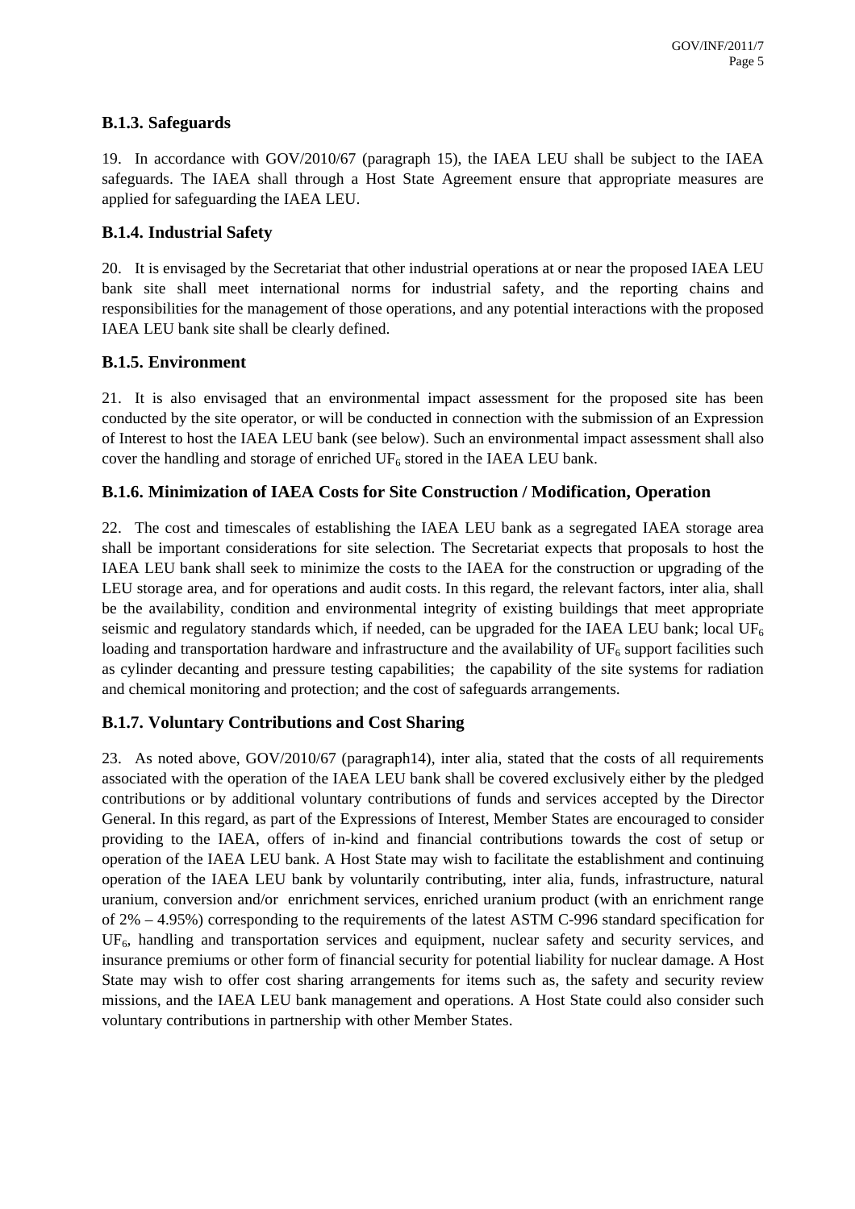### B.1.3. Safeguards

19. In accordance with GOV/2010/67 (paragraph 15), the IAEA LEU shall be subject to the IAEA safeguards. The IAEA shall through a Host State Agreement ensure that appropriate measures are applied for safeguarding the IAEA LEU.

### B.1.4. Industrial Safety

20. It is envisaged by the Secretariat that other industrial operations at or near the proposed IAEA LEU bank site shall meet international norms for industrial safety, and the reporting chains and responsibilities for the management of those operations, and any potential interactions with the proposed IAEA LEU bank site shall be clearly defined.

### B.1.5. Environment

21. It is also envisaged that an environmental impact assessment for the proposed site has been conducted by the site operator, or will be conducted in connection with the submission of an Expression of Interest to host the IAEA LEU bank (see below). Such an environmental impact assessment shall also cover the handling and storage of enriched $UF_6$ stored in the IAEA LEU bank.

### B.1.6. Minimization of IAEA Costs for Site Construction / Modification, Operation

22. The cost and timescales of establishing the IAEA LEU bank as a segregated IAEA storage area shall be important considerations for site selection. The Secretariat expects that proposals to host the IAEA LEU bank shall seek to minimize the costs to the IAEA for the construction or upgrading of the LEU storage area, and for operations and audit costs. In this regard, the relevant factors, inter alia, shall be the availability, condition and environmental integrity of existing buildings that meet appropriate seismic and regulatory standards which, if needed, can be upgraded for the IAEA LEU bank; local $UF_6$ loading and transportation hardware and infrastructure and the availability of $UF_6$ support facilities such as cylinder decanting and pressure testing capabilities; the capability of the site systems for radiation and chemical monitoring and protection; and the cost of safeguards arrangements.

### B.1.7. Voluntary Contributions and Cost Sharing

23. As noted above, GOV/2010/67 (paragraph14), inter alia, stated that the costs of all requirements associated with the operation of the IAEA LEU bank shall be covered exclusively either by the pledged contributions or by additional voluntary contributions of funds and services accepted by the Director General. In this regard, as part of the Expressions of Interest, Member States are encouraged to consider providing to the IAEA, offers of in-kind and financial contributions towards the cost of setup or operation of the IAEA LEU bank. A Host State may wish to facilitate the establishment and continuing operation of the IAEA LEU bank by voluntarily contributing, inter alia, funds, infrastructure, natural uranium, conversion and/or enrichment services, enriched uranium product (with an enrichment range of 2% – 4.95%) corresponding to the requirements of the latest ASTM C-996 standard specification for $UF_6$, handling and transportation services and equipment, nuclear safety and security services, and insurance premiums or other form of financial security for potential liability for nuclear damage. A Host State may wish to offer cost sharing arrangements for items such as, the safety and security review missions, and the IAEA LEU bank management and operations. A Host State could also consider such voluntary contributions in partnership with other Member States.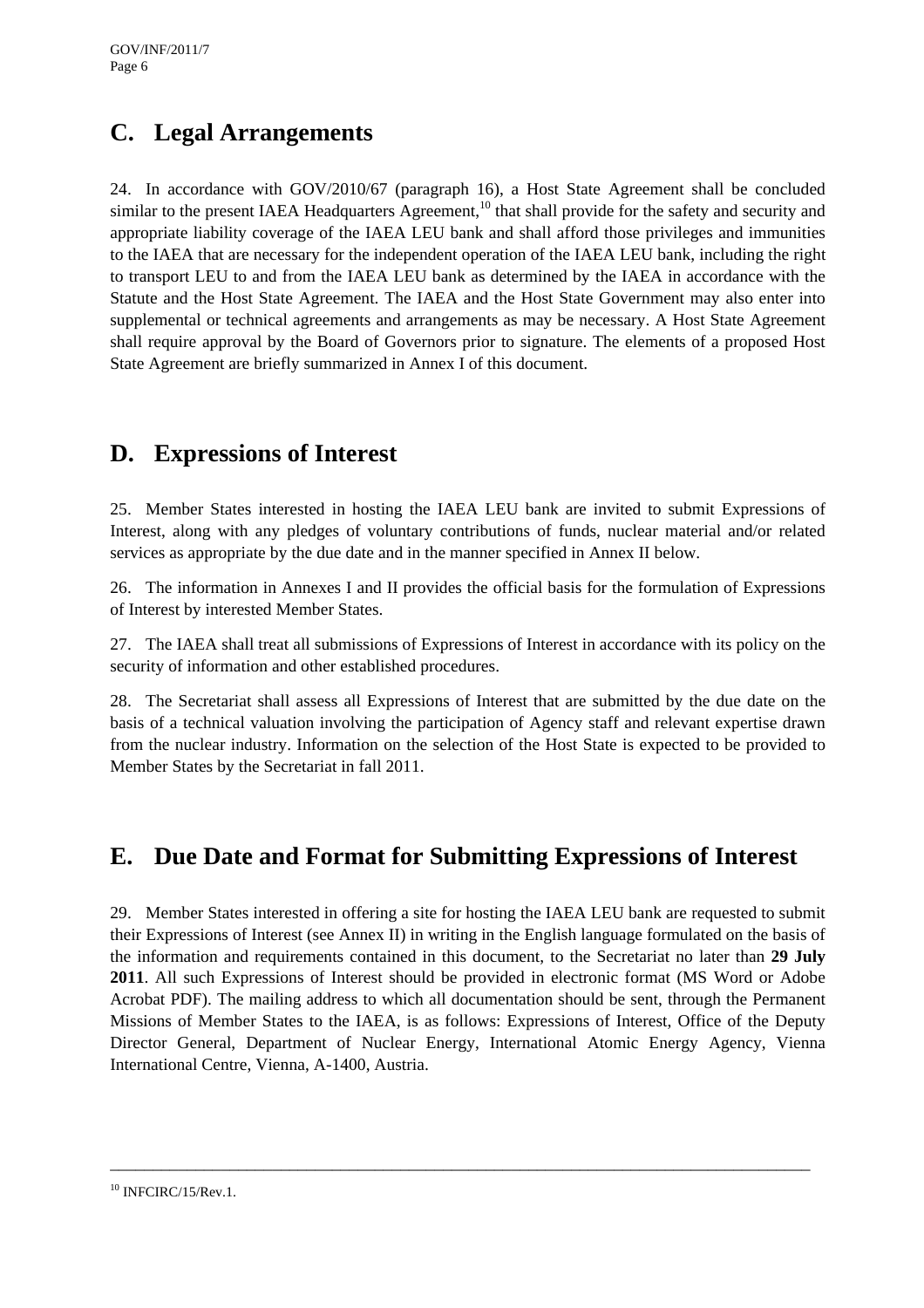## C. Legal Arrangements

24. In accordance with GOV/2010/67 (paragraph 16), a Host State Agreement shall be concluded similar to the present IAEA Headquarters Agreement,[10] that shall provide for the safety and security and appropriate liability coverage of the IAEA LEU bank and shall afford those privileges and immunities to the IAEA that are necessary for the independent operation of the IAEA LEU bank, including the right to transport LEU to and from the IAEA LEU bank as determined by the IAEA in accordance with the Statute and the Host State Agreement. The IAEA and the Host State Government may also enter into supplemental or technical agreements and arrangements as may be necessary. A Host State Agreement shall require approval by the Board of Governors prior to signature. The elements of a proposed Host State Agreement are briefly summarized in Annex I of this document.

## D. Expressions of Interest

25. Member States interested in hosting the IAEA LEU bank are invited to submit Expressions of Interest, along with any pledges of voluntary contributions of funds, nuclear material and/or related services as appropriate by the due date and in the manner specified in Annex II below.

26. The information in Annexes I and II provides the official basis for the formulation of Expressions of Interest by interested Member States.

27. The IAEA shall treat all submissions of Expressions of Interest in accordance with its policy on the security of information and other established procedures.

28. The Secretariat shall assess all Expressions of Interest that are submitted by the due date on the basis of a technical valuation involving the participation of Agency staff and relevant expertise drawn from the nuclear industry. Information on the selection of the Host State is expected to be provided to Member States by the Secretariat in fall 2011.

## E. Due Date and Format for Submitting Expressions of Interest

29. Member States interested in offering a site for hosting the IAEA LEU bank are requested to submit their Expressions of Interest (see Annex II) in writing in the English language formulated on the basis of the information and requirements contained in this document, to the Secretariat no later than **29 July 2011**. All such Expressions of Interest should be provided in electronic format (MS Word or Adobe Acrobat PDF). The mailing address to which all documentation should be sent, through the Permanent Missions of Member States to the IAEA, is as follows: Expressions of Interest, Office of the Deputy Director General, Department of Nuclear Energy, International Atomic Energy Agency, Vienna International Centre, Vienna, A-1400, Austria.

---

[10] INFCIRC/15/Rev.1.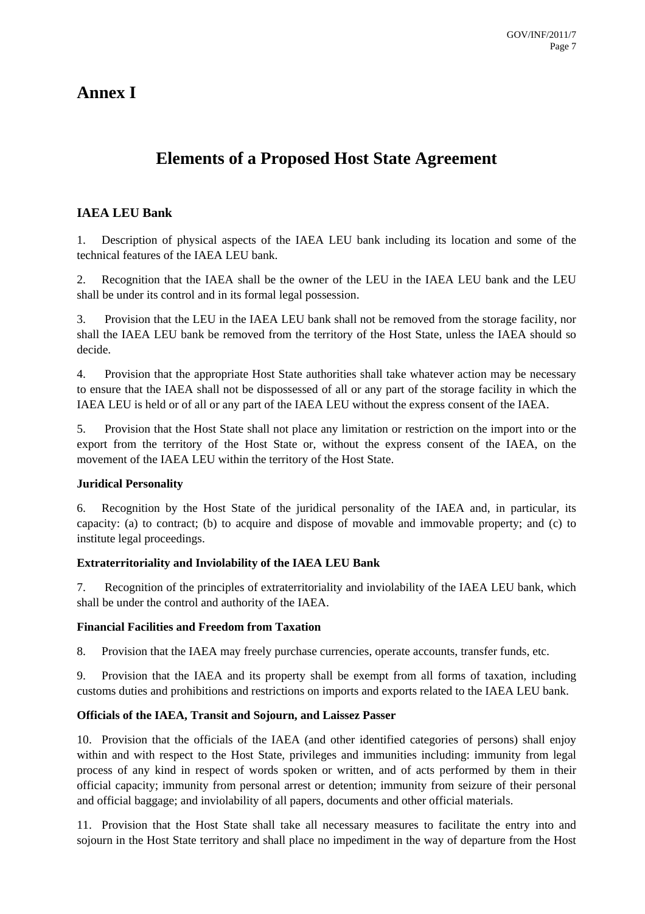# Annex I

## Elements of a Proposed Host State Agreement

### IAEA LEU Bank

1. Description of physical aspects of the IAEA LEU bank including its location and some of the technical features of the IAEA LEU bank.

2. Recognition that the IAEA shall be the owner of the LEU in the IAEA LEU bank and the LEU shall be under its control and in its formal legal possession.

3. Provision that the LEU in the IAEA LEU bank shall not be removed from the storage facility, nor shall the IAEA LEU bank be removed from the territory of the Host State, unless the IAEA should so decide.

4. Provision that the appropriate Host State authorities shall take whatever action may be necessary to ensure that the IAEA shall not be dispossessed of all or any part of the storage facility in which the IAEA LEU is held or of all or any part of the IAEA LEU without the express consent of the IAEA.

5. Provision that the Host State shall not place any limitation or restriction on the import into or the export from the territory of the Host State or, without the express consent of the IAEA, on the movement of the IAEA LEU within the territory of the Host State.

### Juridical Personality

6. Recognition by the Host State of the juridical personality of the IAEA and, in particular, its capacity: (a) to contract; (b) to acquire and dispose of movable and immovable property; and (c) to institute legal proceedings.

### Extraterritoriality and Inviolability of the IAEA LEU Bank

7. Recognition of the principles of extraterritoriality and inviolability of the IAEA LEU bank, which shall be under the control and authority of the IAEA.

### Financial Facilities and Freedom from Taxation

8. Provision that the IAEA may freely purchase currencies, operate accounts, transfer funds, etc.

9. Provision that the IAEA and its property shall be exempt from all forms of taxation, including customs duties and prohibitions and restrictions on imports and exports related to the IAEA LEU bank.

### Officials of the IAEA, Transit and Sojourn, and Laissez Passer

10. Provision that the officials of the IAEA (and other identified categories of persons) shall enjoy within and with respect to the Host State, privileges and immunities including: immunity from legal process of any kind in respect of words spoken or written, and of acts performed by them in their official capacity; immunity from personal arrest or detention; immunity from seizure of their personal and official baggage; and inviolability of all papers, documents and other official materials.

11. Provision that the Host State shall take all necessary measures to facilitate the entry into and sojourn in the Host State territory and shall place no impediment in the way of departure from the Host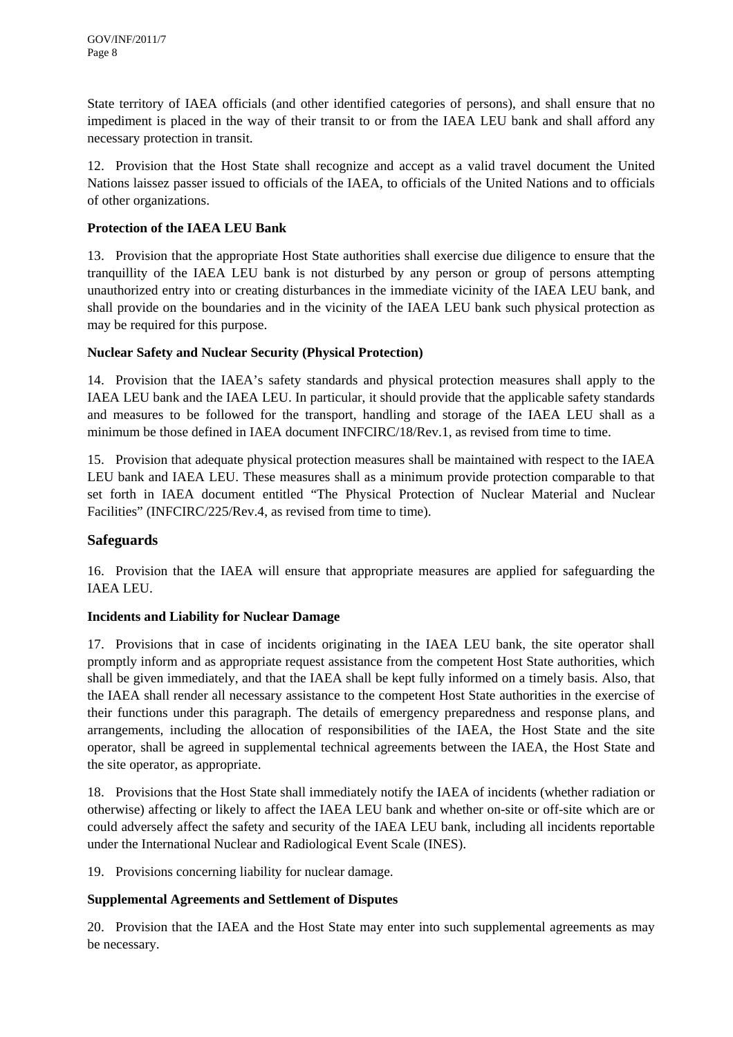State territory of IAEA officials (and other identified categories of persons), and shall ensure that no impediment is placed in the way of their transit to or from the IAEA LEU bank and shall afford any necessary protection in transit.

12. Provision that the Host State shall recognize and accept as a valid travel document the United Nations laissez passer issued to officials of the IAEA, to officials of the United Nations and to officials of other organizations.

**Protection of the IAEA LEU Bank**

13. Provision that the appropriate Host State authorities shall exercise due diligence to ensure that the tranquillity of the IAEA LEU bank is not disturbed by any person or group of persons attempting unauthorized entry into or creating disturbances in the immediate vicinity of the IAEA LEU bank, and shall provide on the boundaries and in the vicinity of the IAEA LEU bank such physical protection as may be required for this purpose.

**Nuclear Safety and Nuclear Security (Physical Protection)**

14. Provision that the IAEA's safety standards and physical protection measures shall apply to the IAEA LEU bank and the IAEA LEU. In particular, it should provide that the applicable safety standards and measures to be followed for the transport, handling and storage of the IAEA LEU shall as a minimum be those defined in IAEA document INFCIRC/18/Rev.1, as revised from time to time.

15. Provision that adequate physical protection measures shall be maintained with respect to the IAEA LEU bank and IAEA LEU. These measures shall as a minimum provide protection comparable to that set forth in IAEA document entitled "The Physical Protection of Nuclear Material and Nuclear Facilities" (INFCIRC/225/Rev.4, as revised from time to time).

## Safeguards

16. Provision that the IAEA will ensure that appropriate measures are applied for safeguarding the IAEA LEU.

**Incidents and Liability for Nuclear Damage**

17. Provisions that in case of incidents originating in the IAEA LEU bank, the site operator shall promptly inform and as appropriate request assistance from the competent Host State authorities, which shall be given immediately, and that the IAEA shall be kept fully informed on a timely basis. Also, that the IAEA shall render all necessary assistance to the competent Host State authorities in the exercise of their functions under this paragraph. The details of emergency preparedness and response plans, and arrangements, including the allocation of responsibilities of the IAEA, the Host State and the site operator, shall be agreed in supplemental technical agreements between the IAEA, the Host State and the site operator, as appropriate.

18. Provisions that the Host State shall immediately notify the IAEA of incidents (whether radiation or otherwise) affecting or likely to affect the IAEA LEU bank and whether on-site or off-site which are or could adversely affect the safety and security of the IAEA LEU bank, including all incidents reportable under the International Nuclear and Radiological Event Scale (INES).

19. Provisions concerning liability for nuclear damage.

**Supplemental Agreements and Settlement of Disputes**

20. Provision that the IAEA and the Host State may enter into such supplemental agreements as may be necessary.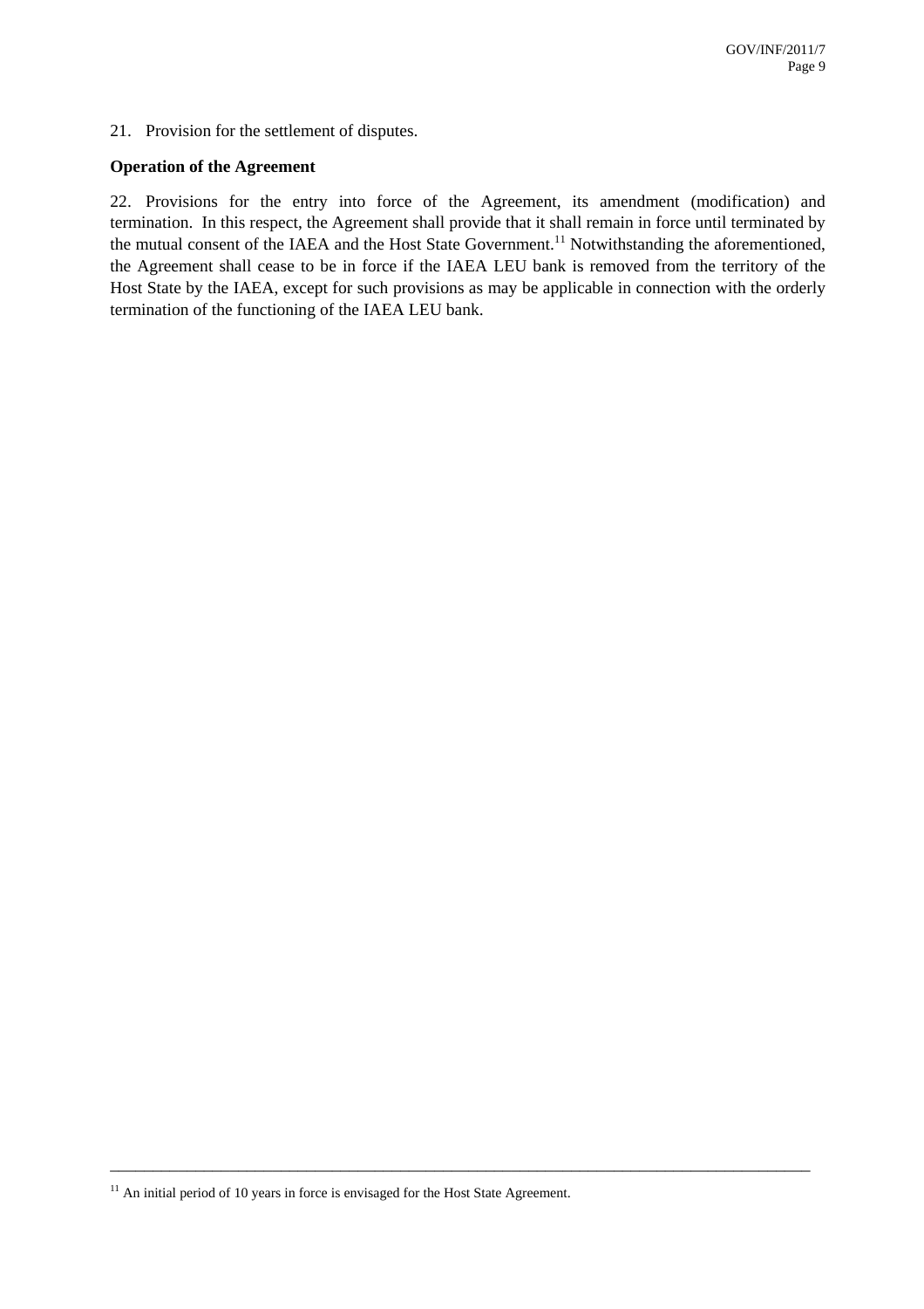21. Provision for the settlement of disputes.

**Operation of the Agreement**

22. Provisions for the entry into force of the Agreement, its amendment (modification) and termination. In this respect, the Agreement shall provide that it shall remain in force until terminated by the mutual consent of the IAEA and the Host State Government.[11] Notwithstanding the aforementioned, the Agreement shall cease to be in force if the IAEA LEU bank is removed from the territory of the Host State by the IAEA, except for such provisions as may be applicable in connection with the orderly termination of the functioning of the IAEA LEU bank.

---

[11] An initial period of 10 years in force is envisaged for the Host State Agreement.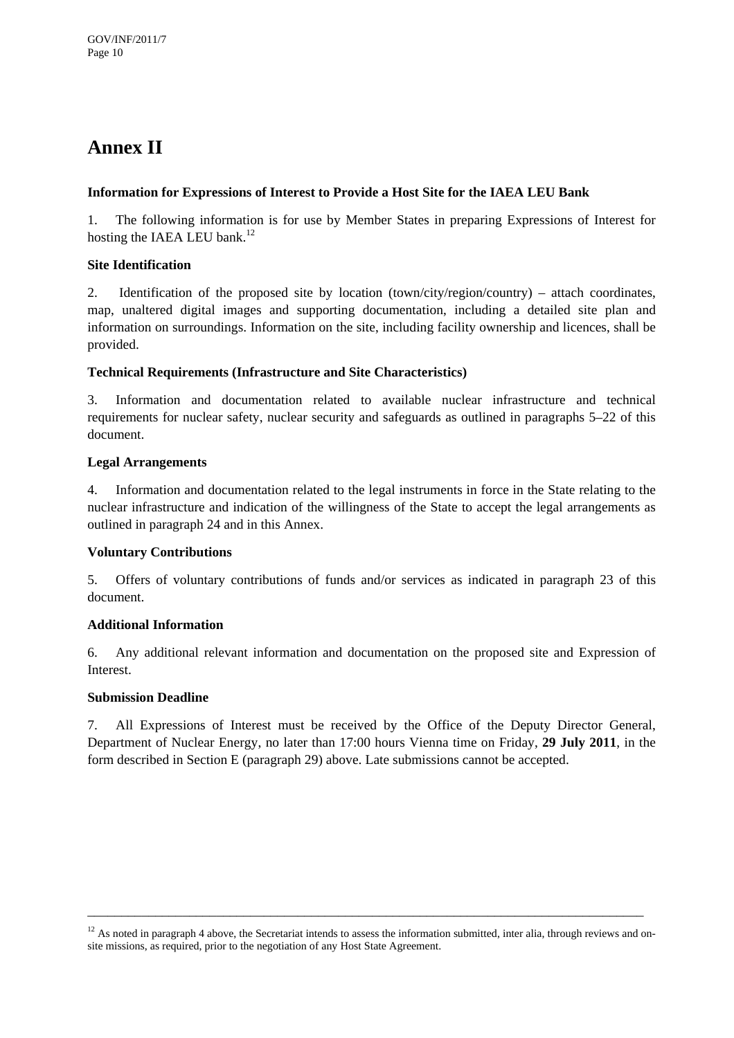# Annex II

**Information for Expressions of Interest to Provide a Host Site for the IAEA LEU Bank**

1. The following information is for use by Member States in preparing Expressions of Interest for hosting the IAEA LEU bank.[12]

**Site Identification**

2. Identification of the proposed site by location (town/city/region/country) – attach coordinates, map, unaltered digital images and supporting documentation, including a detailed site plan and information on surroundings. Information on the site, including facility ownership and licences, shall be provided.

**Technical Requirements (Infrastructure and Site Characteristics)**

3. Information and documentation related to available nuclear infrastructure and technical requirements for nuclear safety, nuclear security and safeguards as outlined in paragraphs 5–22 of this document.

**Legal Arrangements**

4. Information and documentation related to the legal instruments in force in the State relating to the nuclear infrastructure and indication of the willingness of the State to accept the legal arrangements as outlined in paragraph 24 and in this Annex.

**Voluntary Contributions**

5. Offers of voluntary contributions of funds and/or services as indicated in paragraph 23 of this document.

**Additional Information**

6. Any additional relevant information and documentation on the proposed site and Expression of Interest.

**Submission Deadline**

7. All Expressions of Interest must be received by the Office of the Deputy Director General, Department of Nuclear Energy, no later than 17:00 hours Vienna time on Friday, **29 July 2011**, in the form described in Section E (paragraph 29) above. Late submissions cannot be accepted.

---

[12] As noted in paragraph 4 above, the Secretariat intends to assess the information submitted, inter alia, through reviews and on-site missions, as required, prior to the negotiation of any Host State Agreement.